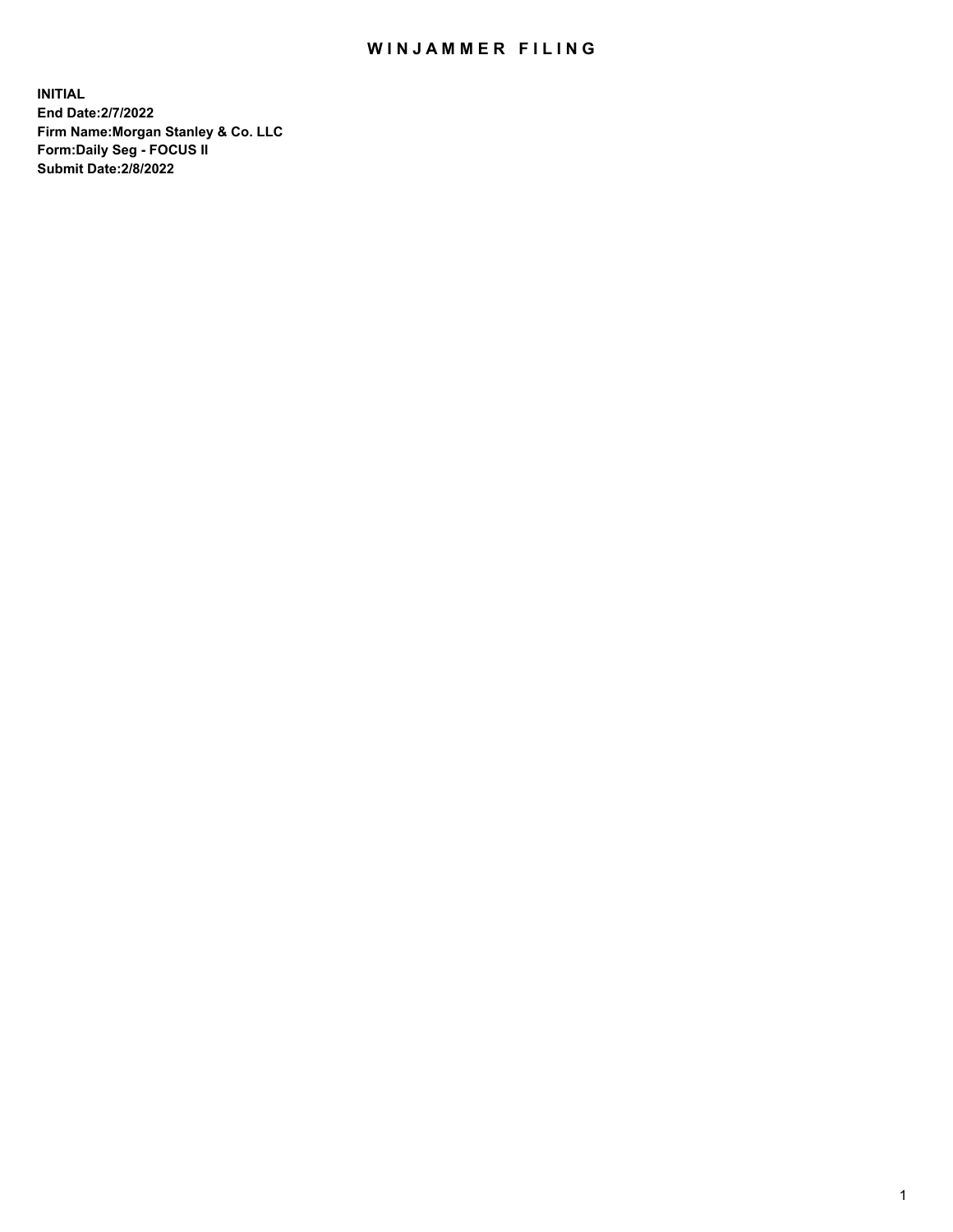# WINJAMMER FILING

**INITIAL**
**End Date:2/7/2022**
**Firm Name:Morgan Stanley & Co. LLC**
**Form:Daily Seg - FOCUS II**
**Submit Date:2/8/2022**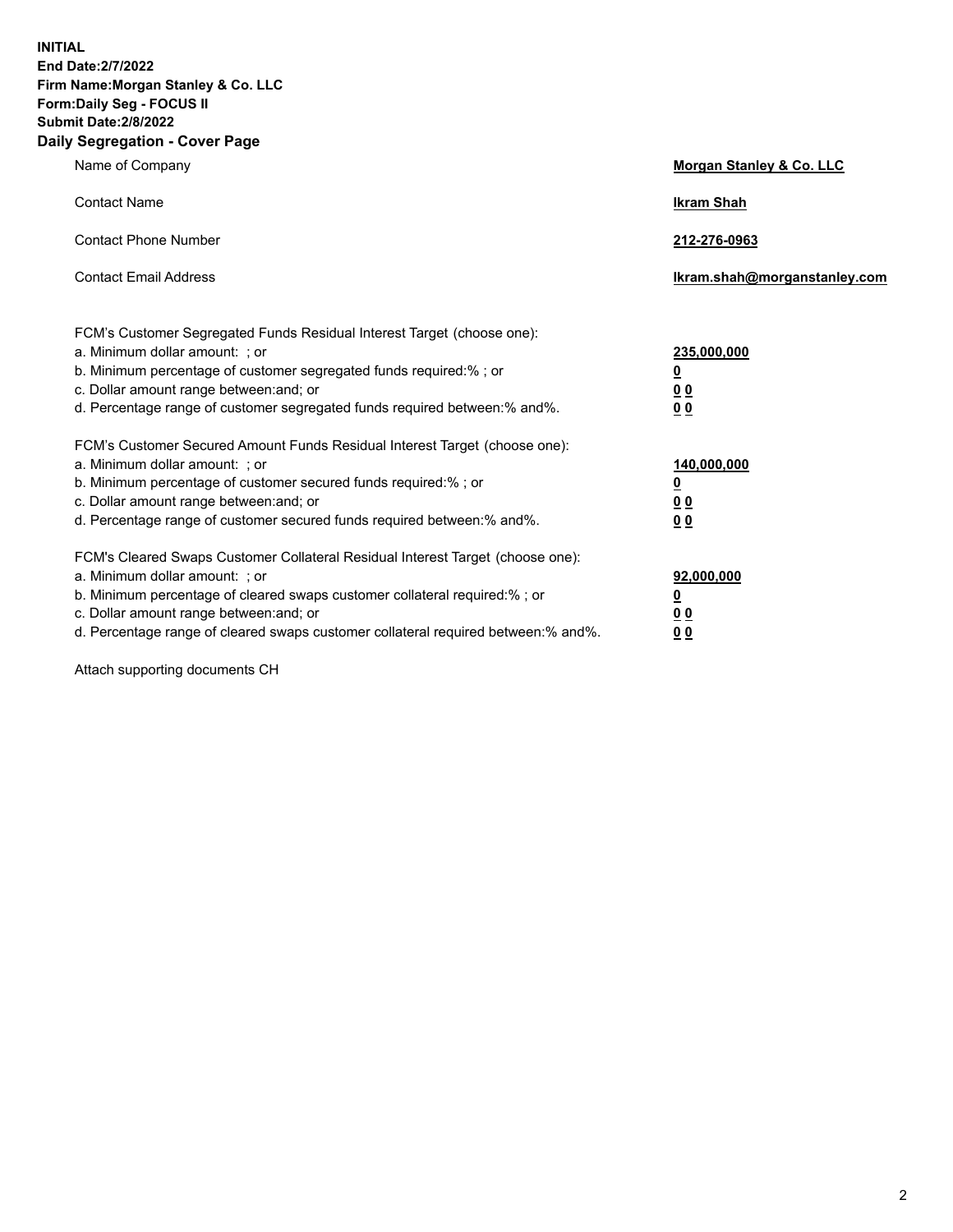**INITIAL**
**End Date:2/7/2022**
**Firm Name:Morgan Stanley & Co. LLC**
**Form:Daily Seg - FOCUS II**
**Submit Date:2/8/2022**

## Daily Segregation - Cover Page

| | |
|---|---|
| Name of Company | **Morgan Stanley & Co. LLC** |
| Contact Name | **Ikram Shah** |
| Contact Phone Number | **212-276-0963** |
| Contact Email Address | **Ikram.shah@morganstanley.com** |

FCM's Customer Segregated Funds Residual Interest Target (choose one):

| | |
|---|---|
| a. Minimum dollar amount: ; or | **235,000,000** |
| b. Minimum percentage of customer segregated funds required:% ; or | **0** |
| c. Dollar amount range between:and; or | **0 0** |
| d. Percentage range of customer segregated funds required between:% and%. | **0 0** |

FCM's Customer Secured Amount Funds Residual Interest Target (choose one):

| | |
|---|---|
| a. Minimum dollar amount: ; or | **140,000,000** |
| b. Minimum percentage of customer secured funds required:% ; or | **0** |
| c. Dollar amount range between:and; or | **0 0** |
| d. Percentage range of customer secured funds required between:% and%. | **0 0** |

FCM's Cleared Swaps Customer Collateral Residual Interest Target (choose one):

| | |
|---|---|
| a. Minimum dollar amount: ; or | **92,000,000** |
| b. Minimum percentage of cleared swaps customer collateral required:% ; or | **0** |
| c. Dollar amount range between:and; or | **0 0** |
| d. Percentage range of cleared swaps customer collateral required between:% and%. | **0 0** |

Attach supporting documents CH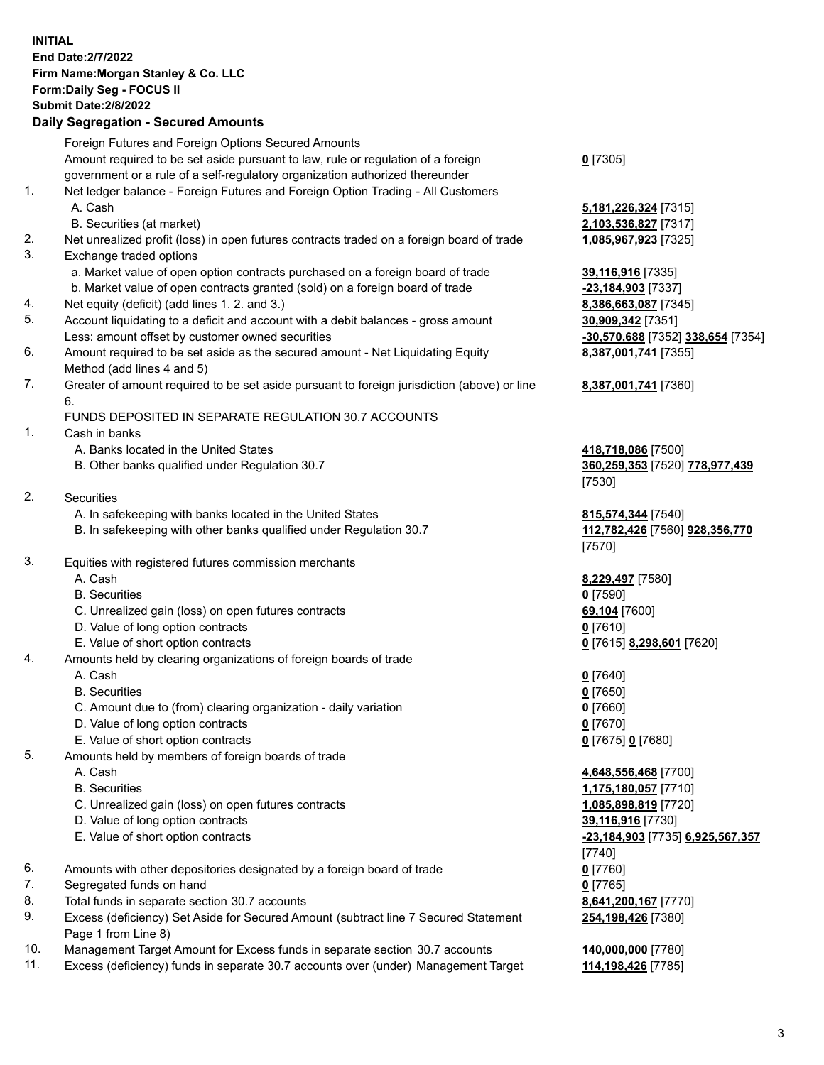**INITIAL**
**End Date:2/7/2022**
**Firm Name:Morgan Stanley & Co. LLC**
**Form:Daily Seg - FOCUS II**
**Submit Date:2/8/2022**

## Daily Segregation - Secured Amounts

| | | |
|---|---|---|
| | Foreign Futures and Foreign Options Secured Amounts | |
| | Amount required to be set aside pursuant to law, rule or regulation of a foreign government or a rule of a self-regulatory organization authorized thereunder | **0** [7305] |
| 1. | Net ledger balance - Foreign Futures and Foreign Option Trading - All Customers | |
| | A. Cash | **5,181,226,324** [7315] |
| | B. Securities (at market) | **2,103,536,827** [7317] |
| 2. | Net unrealized profit (loss) in open futures contracts traded on a foreign board of trade | **1,085,967,923** [7325] |
| 3. | Exchange traded options | |
| | a. Market value of open option contracts purchased on a foreign board of trade | **39,116,916** [7335] |
| | b. Market value of open contracts granted (sold) on a foreign board of trade | **-23,184,903** [7337] |
| 4. | Net equity (deficit) (add lines 1. 2. and 3.) | **8,386,663,087** [7345] |
| 5. | Account liquidating to a deficit and account with a debit balances - gross amount | **30,909,342** [7351] |
| | Less: amount offset by customer owned securities | **-30,570,688** [7352] **338,654** [7354] |
| 6. | Amount required to be set aside as the secured amount - Net Liquidating Equity Method (add lines 4 and 5) | **8,387,001,741** [7355] |
| 7. | Greater of amount required to be set aside pursuant to foreign jurisdiction (above) or line 6. | **8,387,001,741** [7360] |
| | FUNDS DEPOSITED IN SEPARATE REGULATION 30.7 ACCOUNTS | |
| 1. | Cash in banks | |
| | A. Banks located in the United States | **418,718,086** [7500] |
| | B. Other banks qualified under Regulation 30.7 | **360,259,353** [7520] **778,977,439** [7530] |
| 2. | Securities | |
| | A. In safekeeping with banks located in the United States | **815,574,344** [7540] |
| | B. In safekeeping with other banks qualified under Regulation 30.7 | **112,782,426** [7560] **928,356,770** [7570] |
| 3. | Equities with registered futures commission merchants | |
| | A. Cash | **8,229,497** [7580] |
| | B. Securities | **0** [7590] |
| | C. Unrealized gain (loss) on open futures contracts | **69,104** [7600] |
| | D. Value of long option contracts | **0** [7610] |
| | E. Value of short option contracts | **0** [7615] **8,298,601** [7620] |
| 4. | Amounts held by clearing organizations of foreign boards of trade | |
| | A. Cash | **0** [7640] |
| | B. Securities | **0** [7650] |
| | C. Amount due to (from) clearing organization - daily variation | **0** [7660] |
| | D. Value of long option contracts | **0** [7670] |
| | E. Value of short option contracts | **0** [7675] **0** [7680] |
| 5. | Amounts held by members of foreign boards of trade | |
| | A. Cash | **4,648,556,468** [7700] |
| | B. Securities | **1,175,180,057** [7710] |
| | C. Unrealized gain (loss) on open futures contracts | **1,085,898,819** [7720] |
| | D. Value of long option contracts | **39,116,916** [7730] |
| | E. Value of short option contracts | **-23,184,903** [7735] **6,925,567,357** [7740] |
| 6. | Amounts with other depositories designated by a foreign board of trade | **0** [7760] |
| 7. | Segregated funds on hand | **0** [7765] |
| 8. | Total funds in separate section 30.7 accounts | **8,641,200,167** [7770] |
| 9. | Excess (deficiency) Set Aside for Secured Amount (subtract line 7 Secured Statement Page 1 from Line 8) | **254,198,426** [7380] |
| 10. | Management Target Amount for Excess funds in separate section 30.7 accounts | **140,000,000** [7780] |
| 11. | Excess (deficiency) funds in separate 30.7 accounts over (under) Management Target | **114,198,426** [7785] |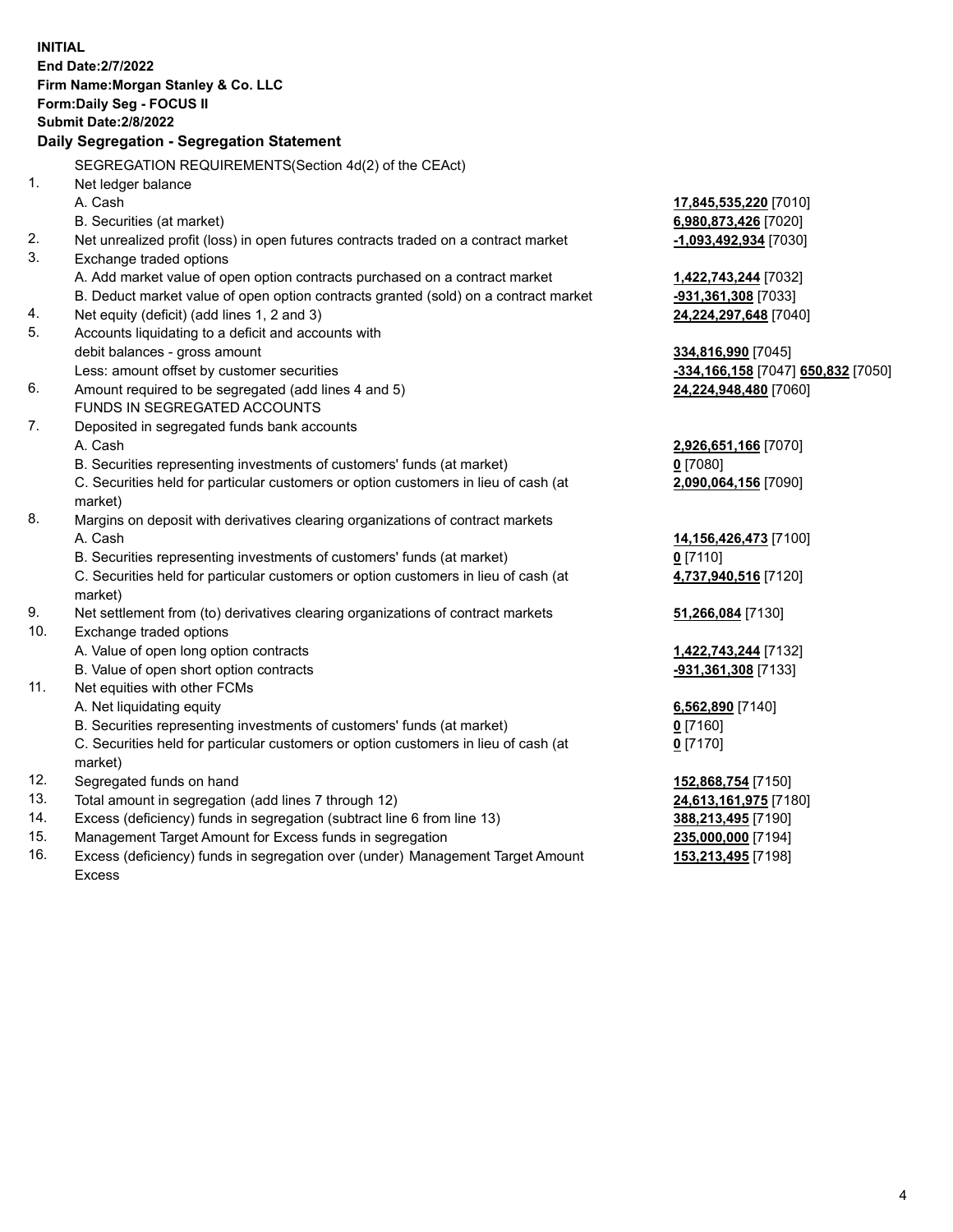**INITIAL**
**End Date:2/7/2022**
**Firm Name:Morgan Stanley & Co. LLC**
**Form:Daily Seg - FOCUS II**
**Submit Date:2/8/2022**

## Daily Segregation - Segregation Statement

SEGREGATION REQUIREMENTS(Section 4d(2) of the CEAct)

| | | |
|---|---|---|
| 1. | Net ledger balance | |
| | A. Cash | **17,845,535,220** [7010] |
| | B. Securities (at market) | **6,980,873,426** [7020] |
| 2. | Net unrealized profit (loss) in open futures contracts traded on a contract market | **-1,093,492,934** [7030] |
| 3. | Exchange traded options | |
| | A. Add market value of open option contracts purchased on a contract market | **1,422,743,244** [7032] |
| | B. Deduct market value of open option contracts granted (sold) on a contract market | **-931,361,308** [7033] |
| 4. | Net equity (deficit) (add lines 1, 2 and 3) | **24,224,297,648** [7040] |
| 5. | Accounts liquidating to a deficit and accounts with | |
| | debit balances - gross amount | **334,816,990** [7045] |
| | Less: amount offset by customer securities | **-334,166,158** [7047] **650,832** [7050] |
| 6. | Amount required to be segregated (add lines 4 and 5) | **24,224,948,480** [7060] |
| | FUNDS IN SEGREGATED ACCOUNTS | |
| 7. | Deposited in segregated funds bank accounts | |
| | A. Cash | **2,926,651,166** [7070] |
| | B. Securities representing investments of customers' funds (at market) | **0** [7080] |
| | C. Securities held for particular customers or option customers in lieu of cash (at market) | **2,090,064,156** [7090] |
| 8. | Margins on deposit with derivatives clearing organizations of contract markets | |
| | A. Cash | **14,156,426,473** [7100] |
| | B. Securities representing investments of customers' funds (at market) | **0** [7110] |
| | C. Securities held for particular customers or option customers in lieu of cash (at market) | **4,737,940,516** [7120] |
| 9. | Net settlement from (to) derivatives clearing organizations of contract markets | **51,266,084** [7130] |
| 10. | Exchange traded options | |
| | A. Value of open long option contracts | **1,422,743,244** [7132] |
| | B. Value of open short option contracts | **-931,361,308** [7133] |
| 11. | Net equities with other FCMs | |
| | A. Net liquidating equity | **6,562,890** [7140] |
| | B. Securities representing investments of customers' funds (at market) | **0** [7160] |
| | C. Securities held for particular customers or option customers in lieu of cash (at market) | **0** [7170] |
| 12. | Segregated funds on hand | **152,868,754** [7150] |
| 13. | Total amount in segregation (add lines 7 through 12) | **24,613,161,975** [7180] |
| 14. | Excess (deficiency) funds in segregation (subtract line 6 from line 13) | **388,213,495** [7190] |
| 15. | Management Target Amount for Excess funds in segregation | **235,000,000** [7194] |
| 16. | Excess (deficiency) funds in segregation over (under) Management Target Amount Excess | **153,213,495** [7198] |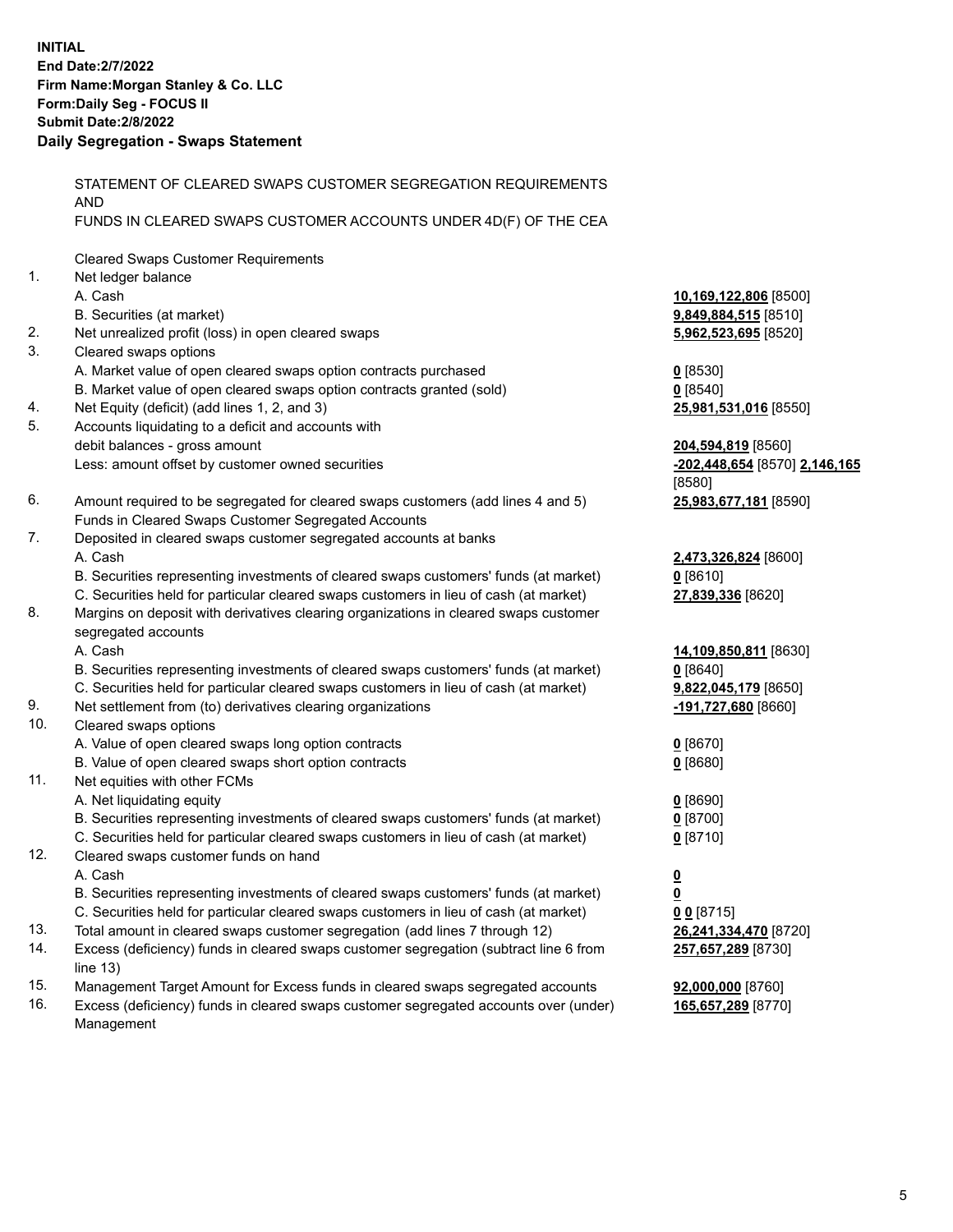**INITIAL**
**End Date:2/7/2022**
**Firm Name:Morgan Stanley & Co. LLC**
**Form:Daily Seg - FOCUS II**
**Submit Date:2/8/2022**
**Daily Segregation - Swaps Statement**

STATEMENT OF CLEARED SWAPS CUSTOMER SEGREGATION REQUIREMENTS AND
FUNDS IN CLEARED SWAPS CUSTOMER ACCOUNTS UNDER 4D(F) OF THE CEA

| | | |
|---|---|---|
| | Cleared Swaps Customer Requirements | |
| 1. | Net ledger balance | |
| | A. Cash | **10,169,122,806** [8500] |
| | B. Securities (at market) | **9,849,884,515** [8510] |
| 2. | Net unrealized profit (loss) in open cleared swaps | **5,962,523,695** [8520] |
| 3. | Cleared swaps options | |
| | A. Market value of open cleared swaps option contracts purchased | **0** [8530] |
| | B. Market value of open cleared swaps option contracts granted (sold) | **0** [8540] |
| 4. | Net Equity (deficit) (add lines 1, 2, and 3) | **25,981,531,016** [8550] |
| 5. | Accounts liquidating to a deficit and accounts with debit balances - gross amount | **204,594,819** [8560] |
| | Less: amount offset by customer owned securities | **-202,448,654** [8570] **2,146,165** [8580] |
| 6. | Amount required to be segregated for cleared swaps customers (add lines 4 and 5) | **25,983,677,181** [8590] |
| | Funds in Cleared Swaps Customer Segregated Accounts | |
| 7. | Deposited in cleared swaps customer segregated accounts at banks | |
| | A. Cash | **2,473,326,824** [8600] |
| | B. Securities representing investments of cleared swaps customers' funds (at market) | **0** [8610] |
| | C. Securities held for particular cleared swaps customers in lieu of cash (at market) | **27,839,336** [8620] |
| 8. | Margins on deposit with derivatives clearing organizations in cleared swaps customer segregated accounts | |
| | A. Cash | **14,109,850,811** [8630] |
| | B. Securities representing investments of cleared swaps customers' funds (at market) | **0** [8640] |
| | C. Securities held for particular cleared swaps customers in lieu of cash (at market) | **9,822,045,179** [8650] |
| 9. | Net settlement from (to) derivatives clearing organizations | **-191,727,680** [8660] |
| 10. | Cleared swaps options | |
| | A. Value of open cleared swaps long option contracts | **0** [8670] |
| | B. Value of open cleared swaps short option contracts | **0** [8680] |
| 11. | Net equities with other FCMs | |
| | A. Net liquidating equity | **0** [8690] |
| | B. Securities representing investments of cleared swaps customers' funds (at market) | **0** [8700] |
| | C. Securities held for particular cleared swaps customers in lieu of cash (at market) | **0** [8710] |
| 12. | Cleared swaps customer funds on hand | |
| | A. Cash | **0** |
| | B. Securities representing investments of cleared swaps customers' funds (at market) | **0** |
| | C. Securities held for particular cleared swaps customers in lieu of cash (at market) | **0** **0** [8715] |
| 13. | Total amount in cleared swaps customer segregation (add lines 7 through 12) | **26,241,334,470** [8720] |
| 14. | Excess (deficiency) funds in cleared swaps customer segregation (subtract line 6 from line 13) | **257,657,289** [8730] |
| 15. | Management Target Amount for Excess funds in cleared swaps segregated accounts | **92,000,000** [8760] |
| 16. | Excess (deficiency) funds in cleared swaps customer segregated accounts over (under) Management | **165,657,289** [8770] |